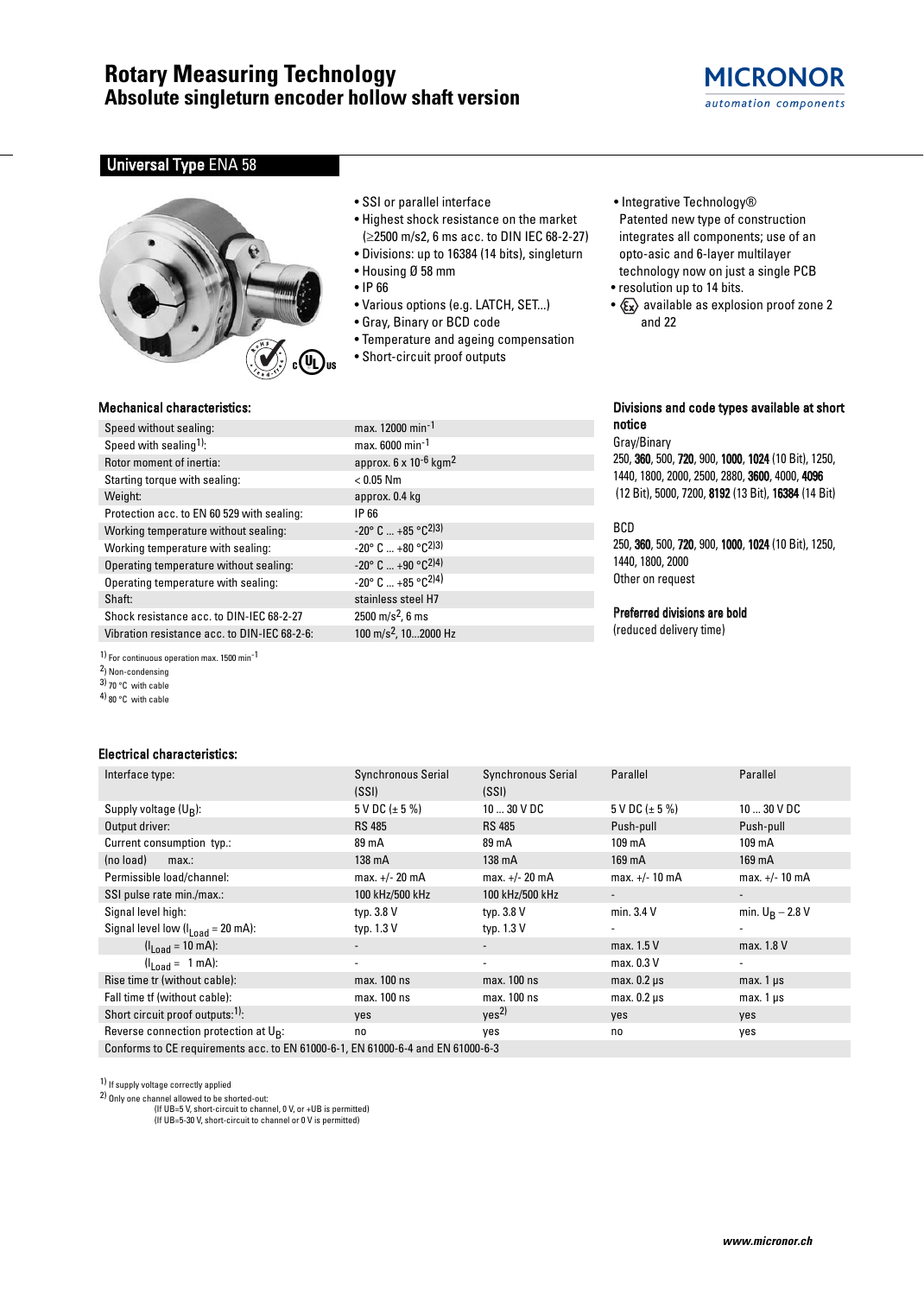# Rotary Measuring Technology
## Absolute singleturn encoder hollow shaft version

MICRONOR
*automation components*

## Universal Type ENA 58

- SSI or parallel interface
- Highest shock resistance on the market (≥2500 m/s2, 6 ms acc. to DIN IEC 68-2-27)
- Divisions: up to 16384 (14 bits), singleturn
- Housing Ø 58 mm
- IP 66
- Various options (e.g. LATCH, SET...)
- Gray, Binary or BCD code
- Temperature and ageing compensation
- Short-circuit proof outputs
- Integrative Technology® Patented new type of construction integrates all components; use of an opto-asic and 6-layer multilayer technology now on just a single PCB
- resolution up to 14 bits.
- Ex available as explosion proof zone 2 and 22

### Mechanical characteristics:

| | |
|---|---|
| Speed without sealing: | max. 12000 $min^{-1}$ |
| Speed with sealing[1]: | max. 6000 $min^{-1}$ |
| Rotor moment of inertia: | approx. 6 x $10^{-6}$ $kgm^2$ |
| Starting torque with sealing: | < 0.05 Nm |
| Weight: | approx. 0.4 kg |
| Protection acc. to EN 60 529 with sealing: | IP 66 |
| Working temperature without sealing: | -20° C ... +85 °C[2)3)] |
| Working temperature with sealing: | -20° C ... +80 °C[2)3)] |
| Operating temperature without sealing: | -20° C ... +90 °C[2)4)] |
| Operating temperature with sealing: | -20° C ... +85 °C[2)4)] |
| Shaft: | stainless steel H7 |
| Shock resistance acc. to DIN-IEC 68-2-27 | 2500 $m/s^2$, 6 ms |
| Vibration resistance acc. to DIN-IEC 68-2-6: | 100 $m/s^2$, 10...2000 Hz |

[1] For continuous operation max. 1500 $min^{-1}$
[2] Non-condensing
[3] 70 °C with cable
[4] 80 °C with cable

### Divisions and code types available at short notice

Gray/Binary
250, **360**, 500, **720**, 900, **1000**, **1024** (10 Bit), 1250, 1440, 1800, 2000, 2500, 2880, **3600**, 4000, **4096** (12 Bit), 5000, 7200, **8192** (13 Bit), **16384** (14 Bit)

BCD
250, **360**, 500, **720**, 900, **1000**, **1024** (10 Bit), 1250, 1440, 1800, 2000
Other on request

**Preferred divisions are bold**
(reduced delivery time)

### Electrical characteristics:

| Interface type: | Synchronous Serial (SSI) | Synchronous Serial (SSI) | Parallel | Parallel |
|---|---|---|---|---|
| Supply voltage ($U_B$): | 5 V DC (± 5 %) | 10 ... 30 V DC | 5 V DC (± 5 %) | 10 ... 30 V DC |
| Output driver: | RS 485 | RS 485 | Push-pull | Push-pull |
| Current consumption typ.: | 89 mA | 89 mA | 109 mA | 109 mA |
| (no load) max.: | 138 mA | 138 mA | 169 mA | 169 mA |
| Permissible load/channel: | max. +/- 20 mA | max. +/- 20 mA | max. +/- 10 mA | max. +/- 10 mA |
| SSI pulse rate min./max.: | 100 kHz/500 kHz | 100 kHz/500 kHz | - | - |
| Signal level high: | typ. 3.8 V | typ. 3.8 V | min. 3.4 V | min. $U_B$ – 2.8 V |
| Signal level low ($I_{Load}$ = 20 mA): | typ. 1.3 V | typ. 1.3 V | - | - |
| ($I_{Load}$ = 10 mA): | - | - | max. 1.5 V | max. 1.8 V |
| ($I_{Load}$ = 1 mA): | - | - | max. 0.3 V | - |
| Rise time tr (without cable): | max. 100 ns | max. 100 ns | max. 0.2 µs | max. 1 µs |
| Fall time tf (without cable): | max. 100 ns | max. 100 ns | max. 0.2 µs | max. 1 µs |
| Short circuit proof outputs:[1]: | yes | yes[2] | yes | yes |
| Reverse connection protection at $U_B$: | no | yes | no | yes |
| Conforms to CE requirements acc. to EN 61000-6-1, EN 61000-6-4 and EN 61000-6-3 | | | | |

[1] If supply voltage correctly applied
[2] Only one channel allowed to be shorted-out:
(If UB=5 V, short-circuit to channel, 0 V, or +UB is permitted)
(If UB=5-30 V, short-circuit to channel or 0 V is permitted)

**www.micronor.ch**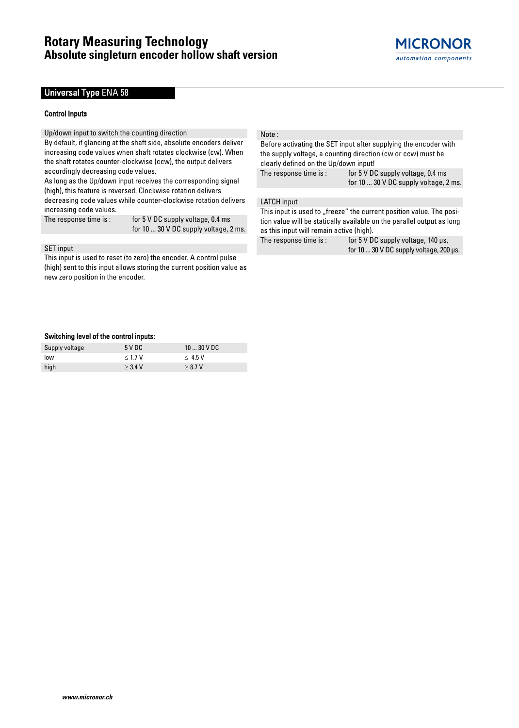## Universal Type ENA 58

### Control Inputs

**Up/down input to switch the counting direction**

By default, if glancing at the shaft side, absolute encoders deliver increasing code values when shaft rotates clockwise (cw). When the shaft rotates counter-clockwise (ccw), the output delivers accordingly decreasing code values.

As long as the Up/down input receives the corresponding signal (high), this feature is reversed. Clockwise rotation delivers decreasing code values while counter-clockwise rotation delivers increasing code values.

| The response time is : | for 5 V DC supply voltage, 0.4 ms<br>for 10 ... 30 V DC supply voltage, 2 ms. |
|---|---|

**SET input**

This input is used to reset (to zero) the encoder. A control pulse (high) sent to this input allows storing the current position value as new zero position in the encoder.

**Note :**

Before activating the SET input after supplying the encoder with the supply voltage, a counting direction (cw or ccw) must be clearly defined on the Up/down input!

| The response time is : | for 5 V DC supply voltage, 0.4 ms<br>for 10 ... 30 V DC supply voltage, 2 ms. |
|---|---|

**LATCH input**

This input is used to „freeze" the current position value. The position value will be statically available on the parallel output as long as this input will remain active (high).

| The response time is : | for 5 V DC supply voltage, 140 µs,<br>for 10 ... 30 V DC supply voltage, 200 µs. |
|---|---|

### Switching level of the control inputs:

| Supply voltage | 5 V DC | 10 ... 30 V DC |
|---|---|---|
| low | ≤ 1.7 V | ≤ 4.5 V |
| high | ≥ 3.4 V | ≥ 8.7 V |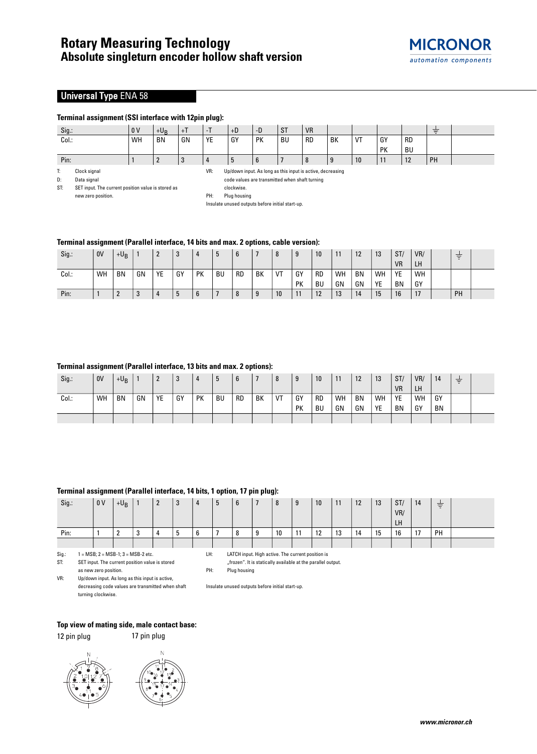# Rotary Measuring Technology
## Absolute singleturn encoder hollow shaft version

### Universal Type ENA 58

**Terminal assignment (SSI interface with 12pin plug):**

| Sig.: | 0 V | $+U_B$ | +T | -T | +D | -D | ST | VR | | | | | ⏚ | |
|---|---|---|---|---|---|---|---|---|---|---|---|---|---|---|
| Col.: | WH | BN | GN | YE | GY | PK | BU | RD | BK | VT | GY PK | RD BU | | |
| Pin: | 1 | 2 | 3 | 4 | 5 | 6 | 7 | 8 | 9 | 10 | 11 | 12 | PH | |

T: Clock signal
D: Data signal
ST: SET input. The current position value is stored as new zero position.
VR: Up/down input. As long as this input is active, decreasing code values are transmitted when shaft turning clockwise.
PH: Plug housing
Insulate unused outputs before initial start-up.

**Terminal assignment (Parallel interface, 14 bits and max. 2 options, cable version):**

| Sig.: | 0V | $+U_B$ | 1 | 2 | 3 | 4 | 5 | 6 | 7 | 8 | 9 | 10 | 11 | 12 | 13 | ST/ VR | VR/ LH | | ⏚ | |
|---|---|---|---|---|---|---|---|---|---|---|---|---|---|---|---|---|---|---|---|---|
| Col.: | WH | BN | GN | YE | GY | PK | BU | RD | BK | VT | GY PK | RD BU | WH GN | BN GN | WH YE | YE BN | WH GY | | | |
| Pin: | 1 | 2 | 3 | 4 | 5 | 6 | 7 | 8 | 9 | 10 | 11 | 12 | 13 | 14 | 15 | 16 | 17 | | PH | |

**Terminal assignment (Parallel interface, 13 bits and max. 2 options):**

| Sig.: | 0V | $+U_B$ | 1 | 2 | 3 | 4 | 5 | 6 | 7 | 8 | 9 | 10 | 11 | 12 | 13 | ST/ VR | VR/ LH | 14 | ⏚ | |
|---|---|---|---|---|---|---|---|---|---|---|---|---|---|---|---|---|---|---|---|---|
| Col.: | WH | BN | GN | YE | GY | PK | BU | RD | BK | VT | GY PK | RD BU | WH GN | BN GN | WH YE | YE BN | WH GY | GY BN | | |
| | | | | | | | | | | | | | | | | | | | | |

**Terminal assignment (Parallel interface, 14 bits, 1 option, 17 pin plug):**

| Sig.: | 0 V | $+U_B$ | 1 | 2 | 3 | 4 | 5 | 6 | 7 | 8 | 9 | 10 | 11 | 12 | 13 | ST/ VR/ LH | 14 | ⏚ | |
|---|---|---|---|---|---|---|---|---|---|---|---|---|---|---|---|---|---|---|---|
| Pin: | 1 | 2 | 3 | 4 | 5 | 6 | 7 | 8 | 9 | 10 | 11 | 12 | 13 | 14 | 15 | 16 | 17 | PH | |
| | | | | | | | | | | | | | | | | | | | |

Sig.: 1 = MSB; 2 = MSB-1; 3 = MSB-2 etc.
ST: SET input. The current position value is stored as new zero position.
VR: Up/down input. As long as this input is active, decreasing code values are transmitted when shaft turning clockwise.
LH: LATCH input. High active. The current position is „frozen". It is statically available at the parallel output.
PH: Plug housing
Insulate unused outputs before initial start-up.

**Top view of mating side, male contact base:**

12 pin plug 17 pin plug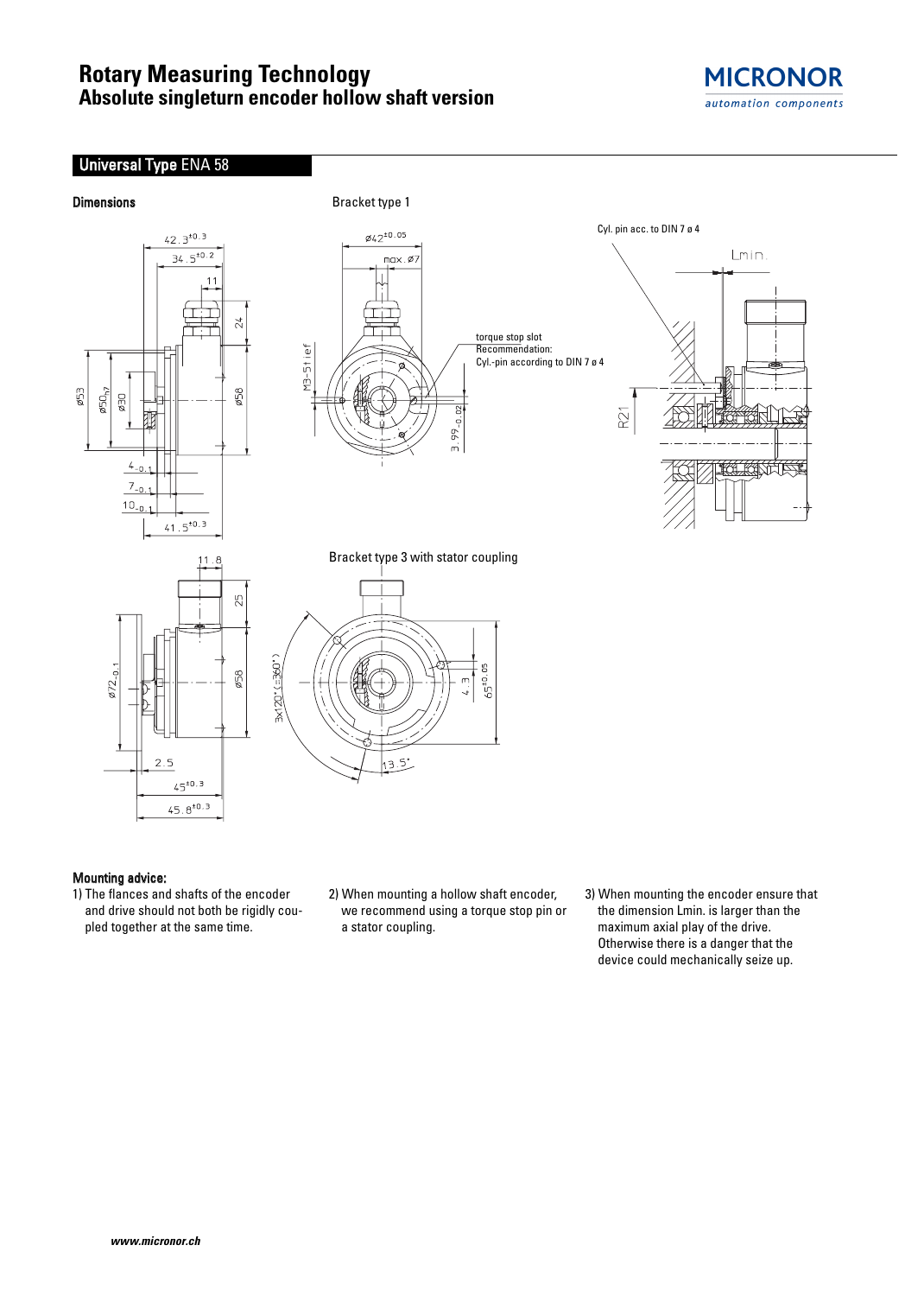# Rotary Measuring Technology
## Absolute singleturn encoder hollow shaft version

## Universal Type ENA 58

**Dimensions**

Bracket type 1

Cyl. pin acc. to DIN 7 ø 4

torque stop slot
Recommendation:
Cyl.-pin according to DIN 7 ø 4

Bracket type 3 with stator coupling

**Mounting advice:**

1) The flances and shafts of the encoder and drive should not both be rigidly coupled together at the same time.

2) When mounting a hollow shaft encoder, we recommend using a torque stop pin or a stator coupling.

3) When mounting the encoder ensure that the dimension Lmin. is larger than the maximum axial play of the drive. Otherwise there is a danger that the device could mechanically seize up.

*www.micronor.ch*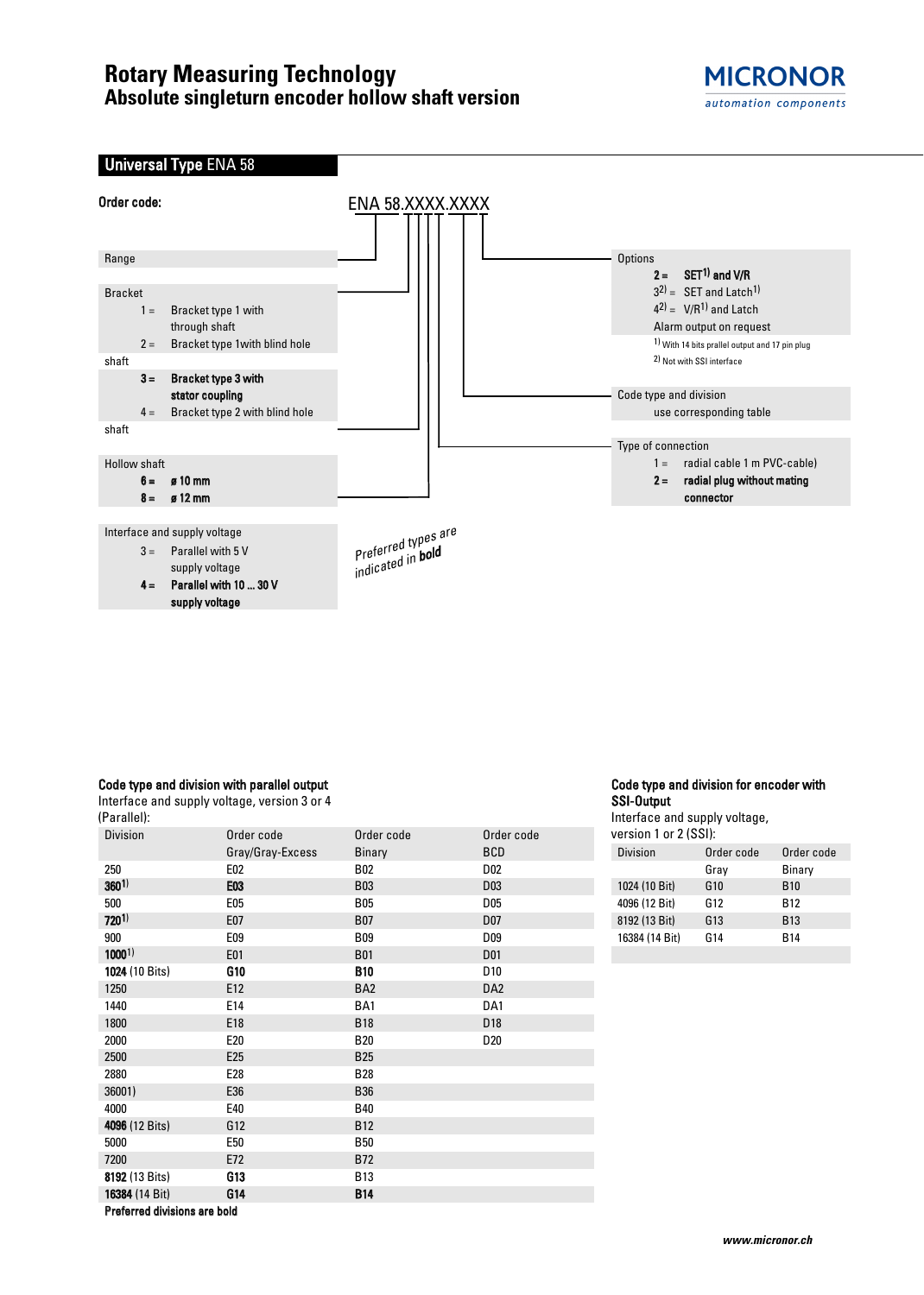# Rotary Measuring Technology
## Absolute singleturn encoder hollow shaft version

MICRONOR
automation components

## Universal Type ENA 58

**Order code:** ENA 58.XXXX.XXXX

Range

Bracket
- 1 = Bracket type 1 with through shaft
- 2 = Bracket type 1with blind hole shaft
- **3 = Bracket type 3 with stator coupling**
- 4 = Bracket type 2 with blind hole shaft

Hollow shaft
- **6 = ø 10 mm**
- **8 = ø 12 mm**

Interface and supply voltage
- 3 = Parallel with 5 V supply voltage
- **4 = Parallel with 10 ... 30 V supply voltage**

Preferred types are indicated in **bold**

Options
- **2 = SET[1] and V/R**
- 3[2] = SET and Latch[1]
- 4[2] = V/R[1] and Latch
- Alarm output on request

[1] With 14 bits prallel output and 17 pin plug
[2] Not with SSI interface

Code type and division
- use corresponding table

Type of connection
- 1 = radial cable 1 m PVC-cable)
- **2 = radial plug without mating connector**

### Code type and division with parallel output

Interface and supply voltage, version 3 or 4 (Parallel):

| Division | Order code Gray/Gray-Excess | Order code Binary | Order code BCD |
|---|---|---|---|
| 250 | E02 | B02 | D02 |
| **360**[1] | **E03** | B03 | D03 |
| 500 | E05 | B05 | D05 |
| **720**[1] | E07 | B07 | D07 |
| 900 | E09 | B09 | D09 |
| **1000**[1] | E01 | B01 | D01 |
| **1024** (10 Bits) | **G10** | **B10** | D10 |
| 1250 | E12 | BA2 | DA2 |
| 1440 | E14 | BA1 | DA1 |
| 1800 | E18 | B18 | D18 |
| 2000 | E20 | B20 | D20 |
| 2500 | E25 | B25 | |
| 2880 | E28 | B28 | |
| 36001) | E36 | B36 | |
| 4000 | E40 | B40 | |
| **4096** (12 Bits) | G12 | B12 | |
| 5000 | E50 | B50 | |
| 7200 | E72 | B72 | |
| **8192** (13 Bits) | **G13** | B13 | |
| **16384** (14 Bit) | **G14** | **B14** | |

**Preferred divisions are bold**

### Code type and division for encoder with SSI-Output

Interface and supply voltage, version 1 or 2 (SSI):

| Division | Order code Gray | Order code Binary |
|---|---|---|
| 1024 (10 Bit) | G10 | B10 |
| 4096 (12 Bit) | G12 | B12 |
| 8192 (13 Bit) | G13 | B13 |
| 16384 (14 Bit) | G14 | B14 |

www.micronor.ch